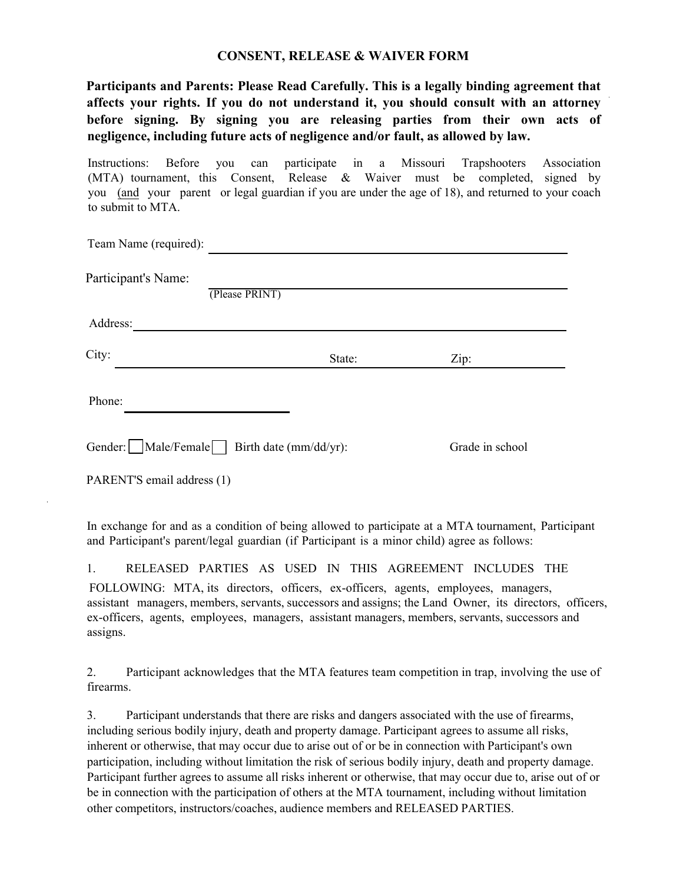# CONSENT, RELEASE & WAIVER FORM

**Participants and Parents: Please Read Carefully. This is a legally binding agreement that affects your rights. If you do not understand it, you should consult with an attorney before signing. By signing you are releasing parties from their own acts of negligence, including future acts of negligence and/or fault, as allowed by law.**

Instructions: Before you can participate in a Missouri Trapshooters Association (MTA) tournament, this Consent, Release & Waiver must be completed, signed by you (and your parent or legal guardian if you are under the age of 18), and returned to your coach to submit to MTA.

Team Name (required): ______________________________

Participant's Name: ______________________________
(Please PRINT)

Address: ______________________________

City: ______________________ State: __________ Zip: __________

Phone: ______________________

Gender: ☐ Male/Female ☐ Birth date (mm/dd/yr): Grade in school

PARENT'S email address (1)

In exchange for and as a condition of being allowed to participate at a MTA tournament, Participant and Participant's parent/legal guardian (if Participant is a minor child) agree as follows:

1. RELEASED PARTIES AS USED IN THIS AGREEMENT INCLUDES THE FOLLOWING: MTA, its directors, officers, ex-officers, agents, employees, managers, assistant managers, members, servants, successors and assigns; the Land Owner, its directors, officers, ex-officers, agents, employees, managers, assistant managers, members, servants, successors and assigns.

2. Participant acknowledges that the MTA features team competition in trap, involving the use of firearms.

3. Participant understands that there are risks and dangers associated with the use of firearms, including serious bodily injury, death and property damage. Participant agrees to assume all risks, inherent or otherwise, that may occur due to arise out of or be in connection with Participant's own participation, including without limitation the risk of serious bodily injury, death and property damage. Participant further agrees to assume all risks inherent or otherwise, that may occur due to, arise out of or be in connection with the participation of others at the MTA tournament, including without limitation other competitors, instructors/coaches, audience members and RELEASED PARTIES.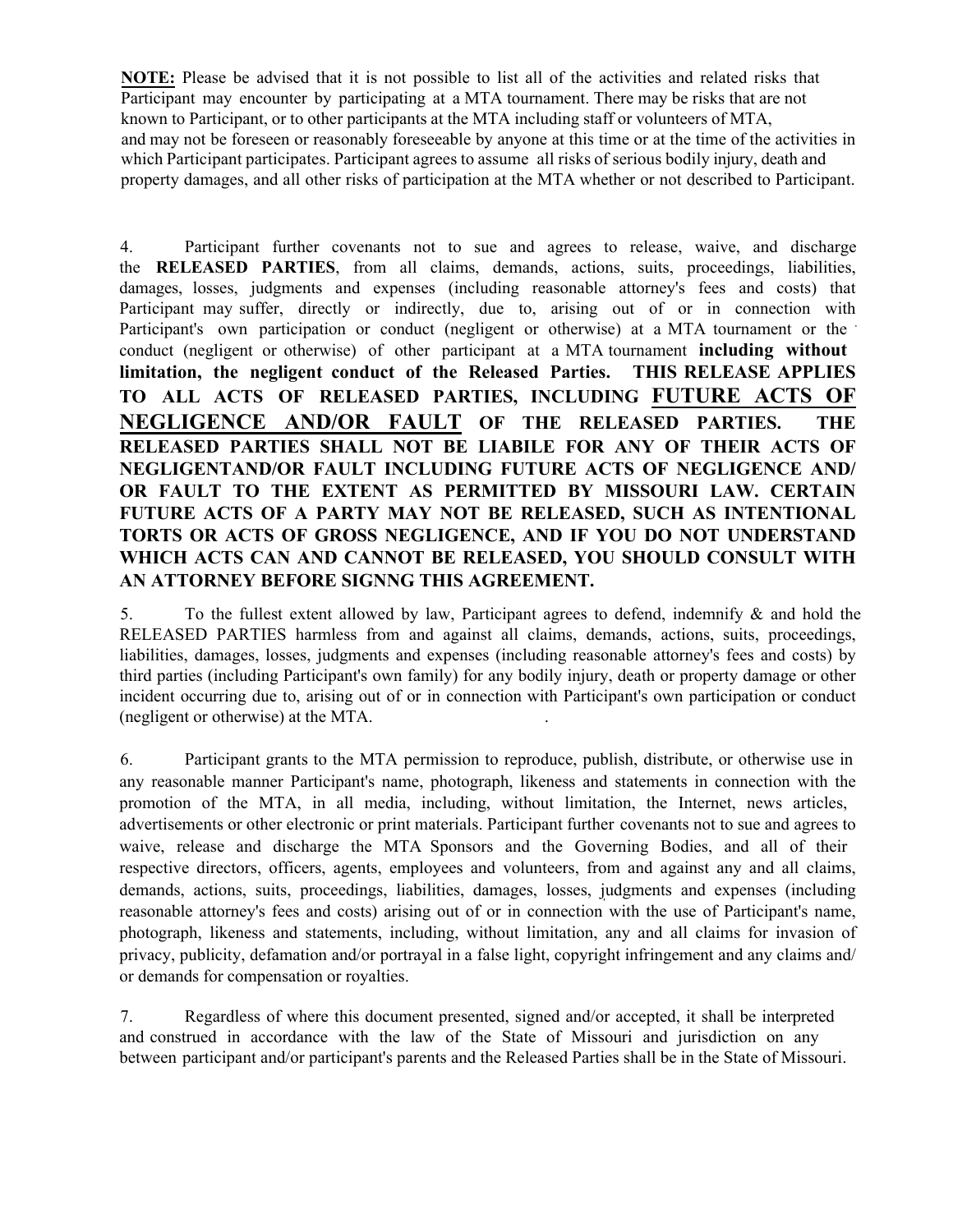**NOTE:** Please be advised that it is not possible to list all of the activities and related risks that Participant may encounter by participating at a MTA tournament. There may be risks that are not known to Participant, or to other participants at the MTA including staff or volunteers of MTA, and may not be foreseen or reasonably foreseeable by anyone at this time or at the time of the activities in which Participant participates. Participant agrees to assume all risks of serious bodily injury, death and property damages, and all other risks of participation at the MTA whether or not described to Participant.

4. Participant further covenants not to sue and agrees to release, waive, and discharge the **RELEASED PARTIES**, from all claims, demands, actions, suits, proceedings, liabilities, damages, losses, judgments and expenses (including reasonable attorney's fees and costs) that Participant may suffer, directly or indirectly, due to, arising out of or in connection with Participant's own participation or conduct (negligent or otherwise) at a MTA tournament or the conduct (negligent or otherwise) of other participant at a MTA tournament **including without limitation, the negligent conduct of the Released Parties. THIS RELEASE APPLIES TO ALL ACTS OF RELEASED PARTIES, INCLUDING <u>FUTURE ACTS OF NEGLIGENCE AND/OR FAULT</u> OF THE RELEASED PARTIES. THE RELEASED PARTIES SHALL NOT BE LIABILE FOR ANY OF THEIR ACTS OF NEGLIGENTAND/OR FAULT INCLUDING FUTURE ACTS OF NEGLIGENCE AND/OR FAULT TO THE EXTENT AS PERMITTED BY MISSOURI LAW. CERTAIN FUTURE ACTS OF A PARTY MAY NOT BE RELEASED, SUCH AS INTENTIONAL TORTS OR ACTS OF GROSS NEGLIGENCE, AND IF YOU DO NOT UNDERSTAND WHICH ACTS CAN AND CANNOT BE RELEASED, YOU SHOULD CONSULT WITH AN ATTORNEY BEFORE SIGNNG THIS AGREEMENT.**

5. To the fullest extent allowed by law, Participant agrees to defend, indemnify & and hold the RELEASED PARTIES harmless from and against all claims, demands, actions, suits, proceedings, liabilities, damages, losses, judgments and expenses (including reasonable attorney's fees and costs) by third parties (including Participant's own family) for any bodily injury, death or property damage or other incident occurring due to, arising out of or in connection with Participant's own participation or conduct (negligent or otherwise) at the MTA.

6. Participant grants to the MTA permission to reproduce, publish, distribute, or otherwise use in any reasonable manner Participant's name, photograph, likeness and statements in connection with the promotion of the MTA, in all media, including, without limitation, the Internet, news articles, advertisements or other electronic or print materials. Participant further covenants not to sue and agrees to waive, release and discharge the MTA Sponsors and the Governing Bodies, and all of their respective directors, officers, agents, employees and volunteers, from and against any and all claims, demands, actions, suits, proceedings, liabilities, damages, losses, judgments and expenses (including reasonable attorney's fees and costs) arising out of or in connection with the use of Participant's name, photograph, likeness and statements, including, without limitation, any and all claims for invasion of privacy, publicity, defamation and/or portrayal in a false light, copyright infringement and any claims and/or demands for compensation or royalties.

7. Regardless of where this document presented, signed and/or accepted, it shall be interpreted and construed in accordance with the law of the State of Missouri and jurisdiction on any between participant and/or participant's parents and the Released Parties shall be in the State of Missouri.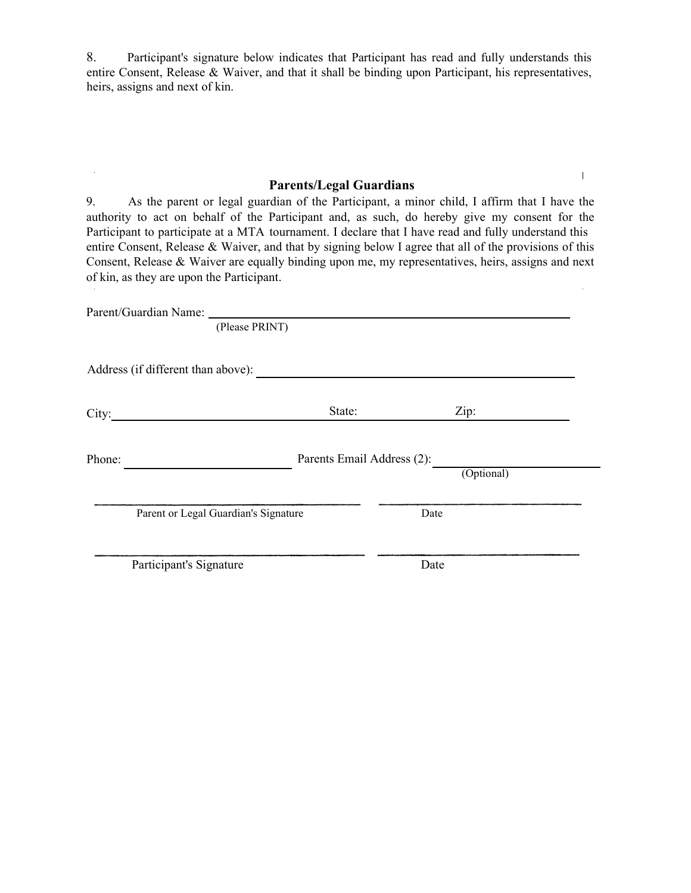8. Participant's signature below indicates that Participant has read and fully understands this entire Consent, Release & Waiver, and that it shall be binding upon Participant, his representatives, heirs, assigns and next of kin.

## Parents/Legal Guardians

9. As the parent or legal guardian of the Participant, a minor child, I affirm that I have the authority to act on behalf of the Participant and, as such, do hereby give my consent for the Participant to participate at a MTA tournament. I declare that I have read and fully understand this entire Consent, Release & Waiver, and that by signing below I agree that all of the provisions of this Consent, Release & Waiver are equally binding upon me, my representatives, heirs, assigns and next of kin, as they are upon the Participant.

Parent/Guardian Name: ______________________________________________
(Please PRINT)

Address (if different than above): ______________________________________

City: ______________________ State: __________ Zip: __________

Phone: ____________________ Parents Email Address (2): ____________________
(Optional)

______________________________ ______________________
Parent or Legal Guardian's Signature Date

______________________________ ______________________
Participant's Signature Date